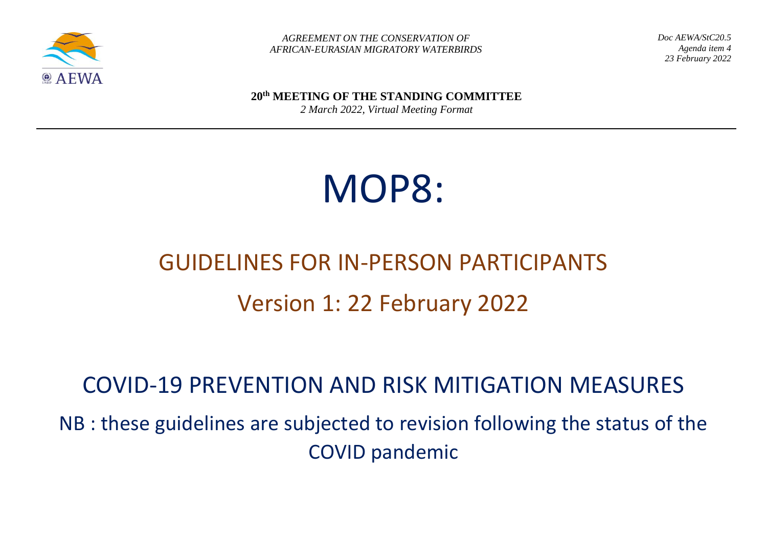AGREEMENT ON THE CONSERVATION OF
AFRICAN-EURASIAN MIGRATORY WATERBIRDS

Doc AEWA/StC20.5
Agenda item 4
23 February 2022

**20th MEETING OF THE STANDING COMMITTEE**
*2 March 2022, Virtual Meeting Format*

---

# MOP8:

## GUIDELINES FOR IN-PERSON PARTICIPANTS

## Version 1: 22 February 2022

## COVID-19 PREVENTION AND RISK MITIGATION MEASURES

NB : these guidelines are subjected to revision following the status of the COVID pandemic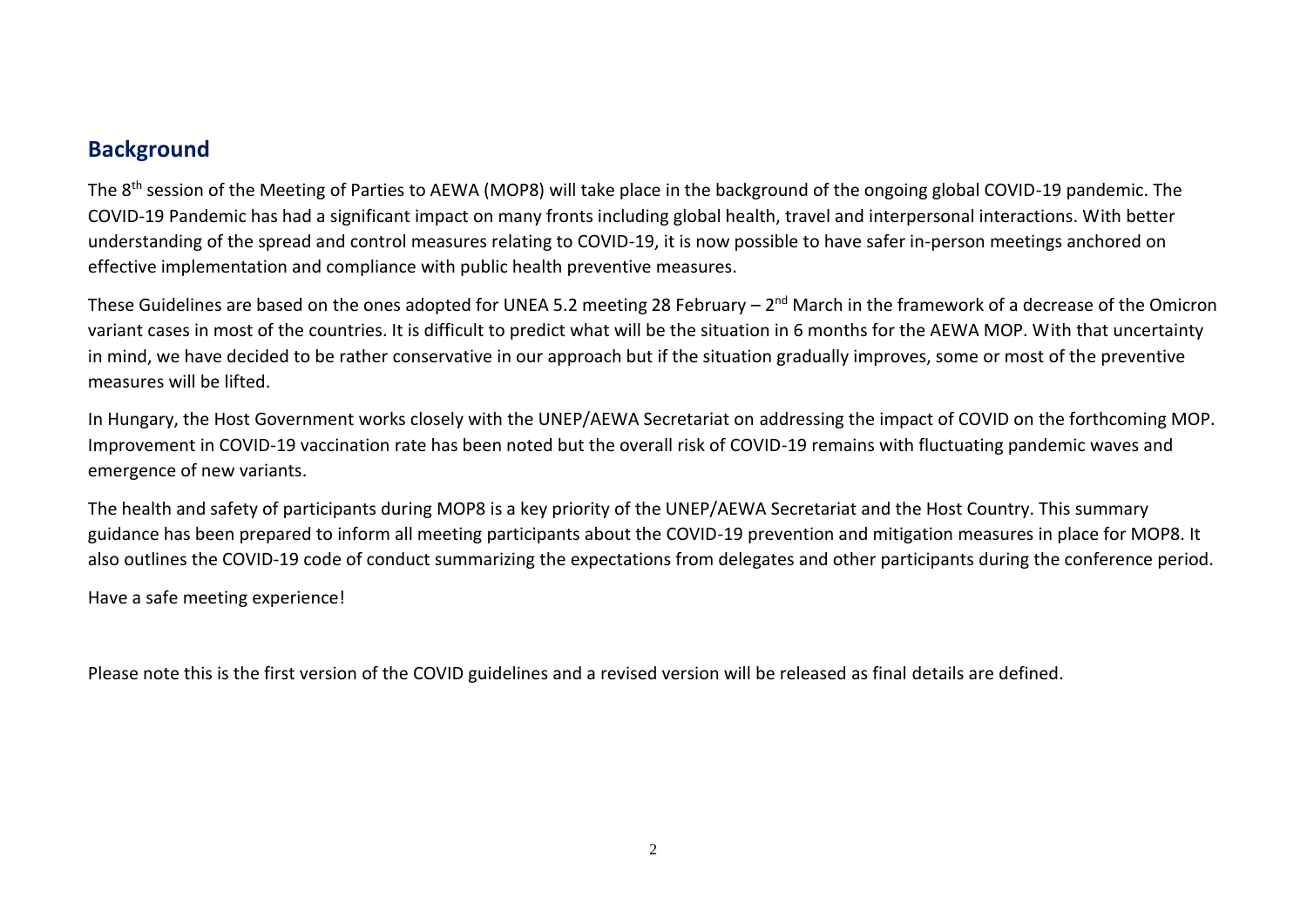## Background

The 8th session of the Meeting of Parties to AEWA (MOP8) will take place in the background of the ongoing global COVID-19 pandemic. The COVID-19 Pandemic has had a significant impact on many fronts including global health, travel and interpersonal interactions. With better understanding of the spread and control measures relating to COVID-19, it is now possible to have safer in-person meetings anchored on effective implementation and compliance with public health preventive measures.

These Guidelines are based on the ones adopted for UNEA 5.2 meeting 28 February – 2nd March in the framework of a decrease of the Omicron variant cases in most of the countries. It is difficult to predict what will be the situation in 6 months for the AEWA MOP. With that uncertainty in mind, we have decided to be rather conservative in our approach but if the situation gradually improves, some or most of the preventive measures will be lifted.

In Hungary, the Host Government works closely with the UNEP/AEWA Secretariat on addressing the impact of COVID on the forthcoming MOP. Improvement in COVID-19 vaccination rate has been noted but the overall risk of COVID-19 remains with fluctuating pandemic waves and emergence of new variants.

The health and safety of participants during MOP8 is a key priority of the UNEP/AEWA Secretariat and the Host Country. This summary guidance has been prepared to inform all meeting participants about the COVID-19 prevention and mitigation measures in place for MOP8. It also outlines the COVID-19 code of conduct summarizing the expectations from delegates and other participants during the conference period.

Have a safe meeting experience!

Please note this is the first version of the COVID guidelines and a revised version will be released as final details are defined.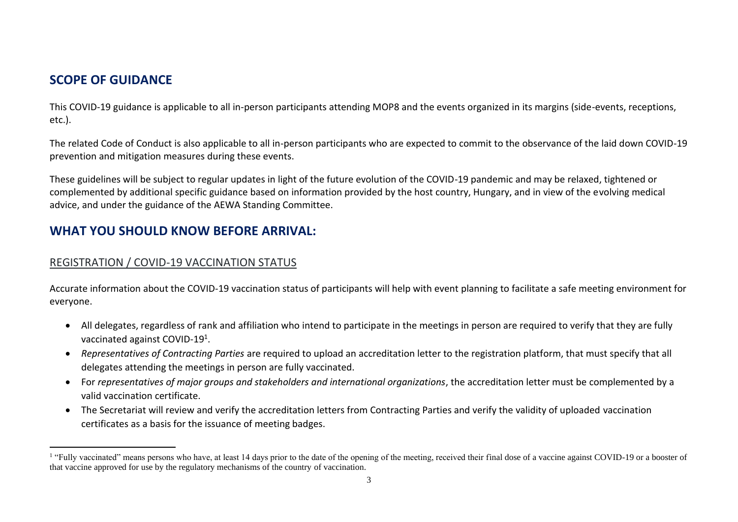## SCOPE OF GUIDANCE

This COVID-19 guidance is applicable to all in-person participants attending MOP8 and the events organized in its margins (side-events, receptions, etc.).

The related Code of Conduct is also applicable to all in-person participants who are expected to commit to the observance of the laid down COVID-19 prevention and mitigation measures during these events.

These guidelines will be subject to regular updates in light of the future evolution of the COVID-19 pandemic and may be relaxed, tightened or complemented by additional specific guidance based on information provided by the host country, Hungary, and in view of the evolving medical advice, and under the guidance of the AEWA Standing Committee.

## WHAT YOU SHOULD KNOW BEFORE ARRIVAL:

### REGISTRATION / COVID-19 VACCINATION STATUS

Accurate information about the COVID-19 vaccination status of participants will help with event planning to facilitate a safe meeting environment for everyone.

- All delegates, regardless of rank and affiliation who intend to participate in the meetings in person are required to verify that they are fully vaccinated against COVID-19[1].
- *Representatives of Contracting Parties* are required to upload an accreditation letter to the registration platform, that must specify that all delegates attending the meetings in person are fully vaccinated.
- For *representatives of major groups and stakeholders and international organizations*, the accreditation letter must be complemented by a valid vaccination certificate.
- The Secretariat will review and verify the accreditation letters from Contracting Parties and verify the validity of uploaded vaccination certificates as a basis for the issuance of meeting badges.

[1] "Fully vaccinated" means persons who have, at least 14 days prior to the date of the opening of the meeting, received their final dose of a vaccine against COVID-19 or a booster of that vaccine approved for use by the regulatory mechanisms of the country of vaccination.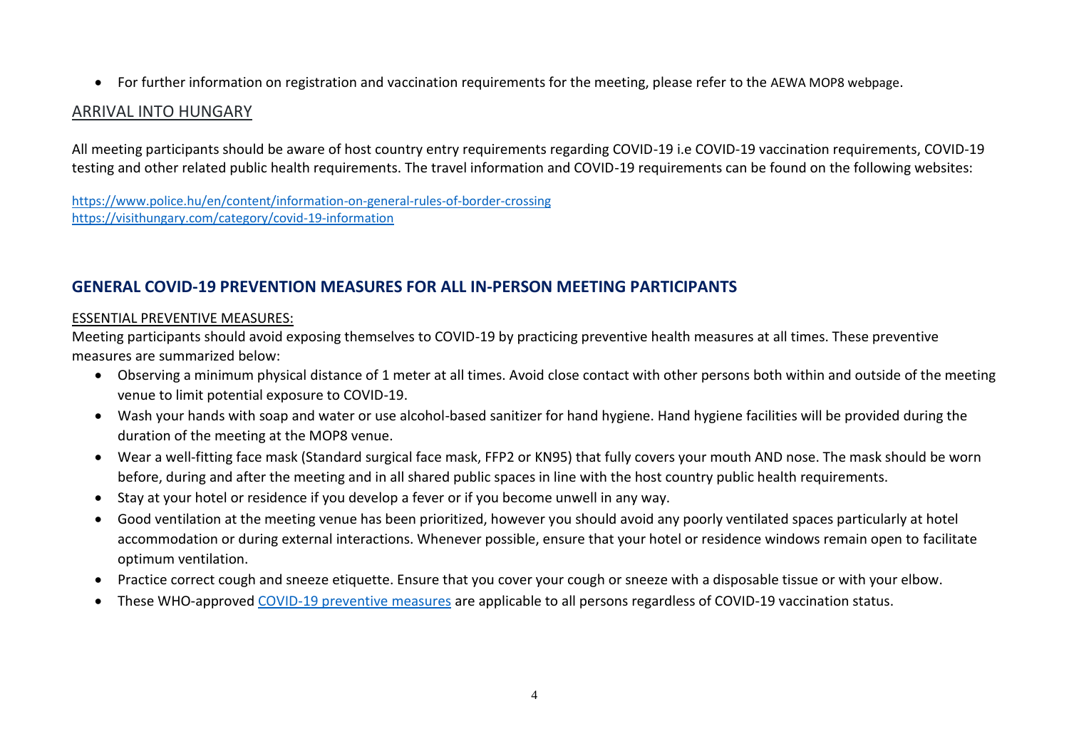- For further information on registration and vaccination requirements for the meeting, please refer to the AEWA MOP8 webpage.

## ARRIVAL INTO HUNGARY

All meeting participants should be aware of host country entry requirements regarding COVID-19 i.e COVID-19 vaccination requirements, COVID-19 testing and other related public health requirements. The travel information and COVID-19 requirements can be found on the following websites:

https://www.police.hu/en/content/information-on-general-rules-of-border-crossing
https://visithungary.com/category/covid-19-information

## GENERAL COVID-19 PREVENTION MEASURES FOR ALL IN-PERSON MEETING PARTICIPANTS

### ESSENTIAL PREVENTIVE MEASURES:

Meeting participants should avoid exposing themselves to COVID-19 by practicing preventive health measures at all times. These preventive measures are summarized below:

- Observing a minimum physical distance of 1 meter at all times. Avoid close contact with other persons both within and outside of the meeting venue to limit potential exposure to COVID-19.
- Wash your hands with soap and water or use alcohol-based sanitizer for hand hygiene. Hand hygiene facilities will be provided during the duration of the meeting at the MOP8 venue.
- Wear a well-fitting face mask (Standard surgical face mask, FFP2 or KN95) that fully covers your mouth AND nose. The mask should be worn before, during and after the meeting and in all shared public spaces in line with the host country public health requirements.
- Stay at your hotel or residence if you develop a fever or if you become unwell in any way.
- Good ventilation at the meeting venue has been prioritized, however you should avoid any poorly ventilated spaces particularly at hotel accommodation or during external interactions. Whenever possible, ensure that your hotel or residence windows remain open to facilitate optimum ventilation.
- Practice correct cough and sneeze etiquette. Ensure that you cover your cough or sneeze with a disposable tissue or with your elbow.
- These WHO-approved COVID-19 preventive measures are applicable to all persons regardless of COVID-19 vaccination status.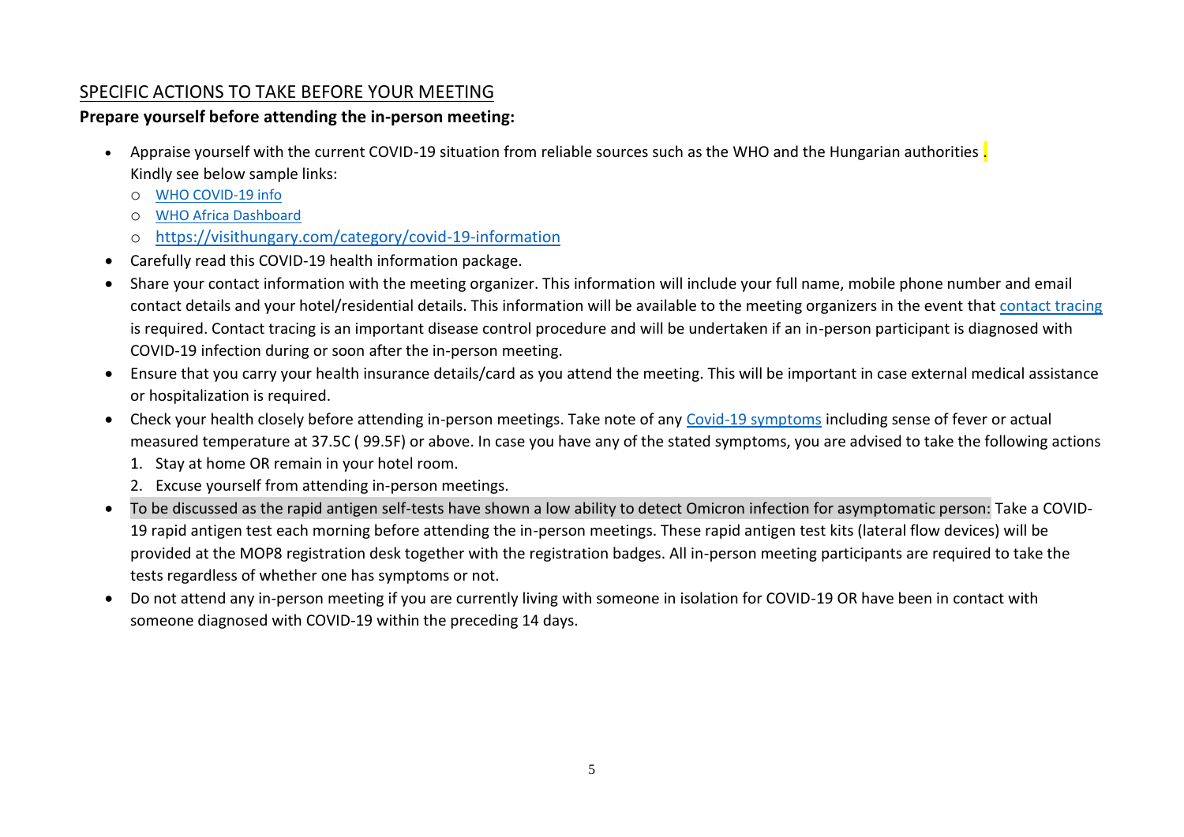## SPECIFIC ACTIONS TO TAKE BEFORE YOUR MEETING

**Prepare yourself before attending the in-person meeting:**

- Appraise yourself with the current COVID-19 situation from reliable sources such as the WHO and the Hungarian authorities .
  Kindly see below sample links:
  - WHO COVID-19 info
  - WHO Africa Dashboard
  - https://visithungary.com/category/covid-19-information
- Carefully read this COVID-19 health information package.
- Share your contact information with the meeting organizer. This information will include your full name, mobile phone number and email contact details and your hotel/residential details. This information will be available to the meeting organizers in the event that contact tracing is required. Contact tracing is an important disease control procedure and will be undertaken if an in-person participant is diagnosed with COVID-19 infection during or soon after the in-person meeting.
- Ensure that you carry your health insurance details/card as you attend the meeting. This will be important in case external medical assistance or hospitalization is required.
- Check your health closely before attending in-person meetings. Take note of any Covid-19 symptoms including sense of fever or actual measured temperature at 37.5C ( 99.5F) or above. In case you have any of the stated symptoms, you are advised to take the following actions
  1. Stay at home OR remain in your hotel room.
  2. Excuse yourself from attending in-person meetings.
- To be discussed as the rapid antigen self-tests have shown a low ability to detect Omicron infection for asymptomatic person: Take a COVID-19 rapid antigen test each morning before attending the in-person meetings. These rapid antigen test kits (lateral flow devices) will be provided at the MOP8 registration desk together with the registration badges. All in-person meeting participants are required to take the tests regardless of whether one has symptoms or not.
- Do not attend any in-person meeting if you are currently living with someone in isolation for COVID-19 OR have been in contact with someone diagnosed with COVID-19 within the preceding 14 days.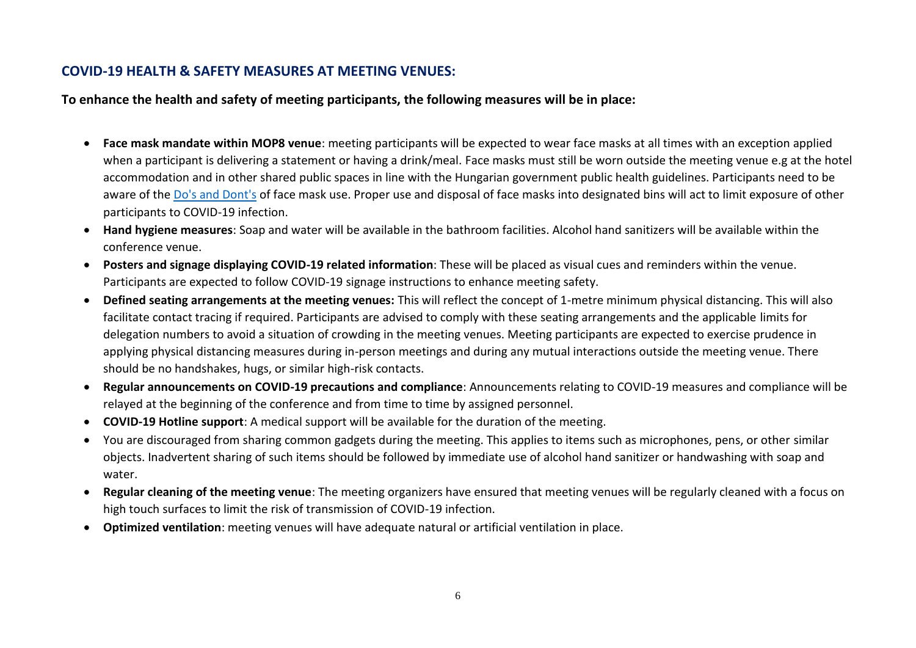## COVID-19 HEALTH & SAFETY MEASURES AT MEETING VENUES:

**To enhance the health and safety of meeting participants, the following measures will be in place:**

- **Face mask mandate within MOP8 venue**: meeting participants will be expected to wear face masks at all times with an exception applied when a participant is delivering a statement or having a drink/meal. Face masks must still be worn outside the meeting venue e.g at the hotel accommodation and in other shared public spaces in line with the Hungarian government public health guidelines. Participants need to be aware of the Do's and Dont's of face mask use. Proper use and disposal of face masks into designated bins will act to limit exposure of other participants to COVID-19 infection.
- **Hand hygiene measures**: Soap and water will be available in the bathroom facilities. Alcohol hand sanitizers will be available within the conference venue.
- **Posters and signage displaying COVID-19 related information**: These will be placed as visual cues and reminders within the venue. Participants are expected to follow COVID-19 signage instructions to enhance meeting safety.
- **Defined seating arrangements at the meeting venues:** This will reflect the concept of 1-metre minimum physical distancing. This will also facilitate contact tracing if required. Participants are advised to comply with these seating arrangements and the applicable limits for delegation numbers to avoid a situation of crowding in the meeting venues. Meeting participants are expected to exercise prudence in applying physical distancing measures during in-person meetings and during any mutual interactions outside the meeting venue. There should be no handshakes, hugs, or similar high-risk contacts.
- **Regular announcements on COVID-19 precautions and compliance**: Announcements relating to COVID-19 measures and compliance will be relayed at the beginning of the conference and from time to time by assigned personnel.
- **COVID-19 Hotline support**: A medical support will be available for the duration of the meeting.
- You are discouraged from sharing common gadgets during the meeting. This applies to items such as microphones, pens, or other similar objects. Inadvertent sharing of such items should be followed by immediate use of alcohol hand sanitizer or handwashing with soap and water.
- **Regular cleaning of the meeting venue**: The meeting organizers have ensured that meeting venues will be regularly cleaned with a focus on high touch surfaces to limit the risk of transmission of COVID-19 infection.
- **Optimized ventilation**: meeting venues will have adequate natural or artificial ventilation in place.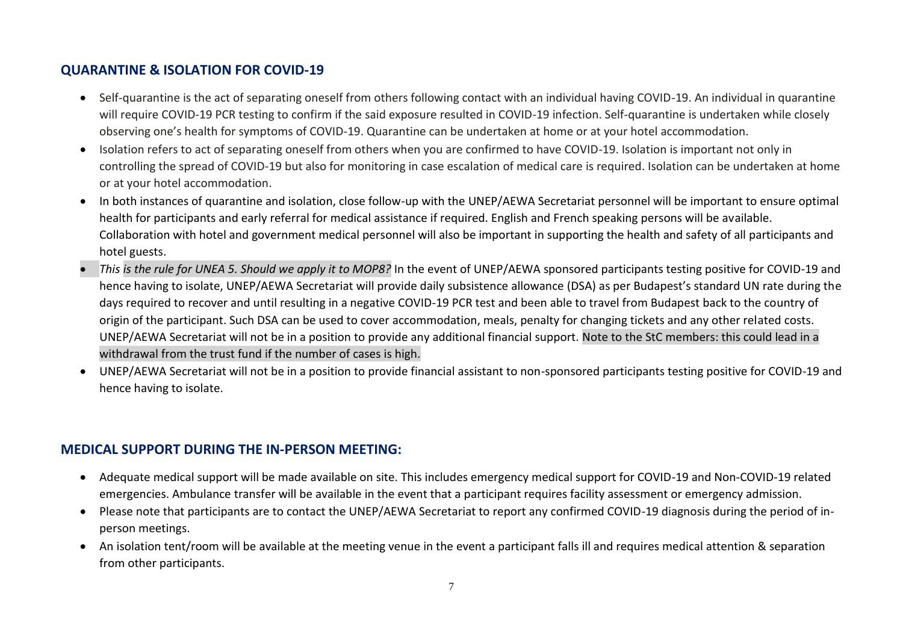## QUARANTINE & ISOLATION FOR COVID-19

- Self-quarantine is the act of separating oneself from others following contact with an individual having COVID-19. An individual in quarantine will require COVID-19 PCR testing to confirm if the said exposure resulted in COVID-19 infection. Self-quarantine is undertaken while closely observing one's health for symptoms of COVID-19. Quarantine can be undertaken at home or at your hotel accommodation.
- Isolation refers to act of separating oneself from others when you are confirmed to have COVID-19. Isolation is important not only in controlling the spread of COVID-19 but also for monitoring in case escalation of medical care is required. Isolation can be undertaken at home or at your hotel accommodation.
- In both instances of quarantine and isolation, close follow-up with the UNEP/AEWA Secretariat personnel will be important to ensure optimal health for participants and early referral for medical assistance if required. English and French speaking persons will be available. Collaboration with hotel and government medical personnel will also be important in supporting the health and safety of all participants and hotel guests.
- *This is the rule for UNEA 5. Should we apply it to MOP8?* In the event of UNEP/AEWA sponsored participants testing positive for COVID-19 and hence having to isolate, UNEP/AEWA Secretariat will provide daily subsistence allowance (DSA) as per Budapest's standard UN rate during the days required to recover and until resulting in a negative COVID-19 PCR test and been able to travel from Budapest back to the country of origin of the participant. Such DSA can be used to cover accommodation, meals, penalty for changing tickets and any other related costs. UNEP/AEWA Secretariat will not be in a position to provide any additional financial support. Note to the StC members: this could lead in a withdrawal from the trust fund if the number of cases is high.
- UNEP/AEWA Secretariat will not be in a position to provide financial assistant to non-sponsored participants testing positive for COVID-19 and hence having to isolate.

## MEDICAL SUPPORT DURING THE IN-PERSON MEETING:

- Adequate medical support will be made available on site. This includes emergency medical support for COVID-19 and Non-COVID-19 related emergencies. Ambulance transfer will be available in the event that a participant requires facility assessment or emergency admission.
- Please note that participants are to contact the UNEP/AEWA Secretariat to report any confirmed COVID-19 diagnosis during the period of in-person meetings.
- An isolation tent/room will be available at the meeting venue in the event a participant falls ill and requires medical attention & separation from other participants.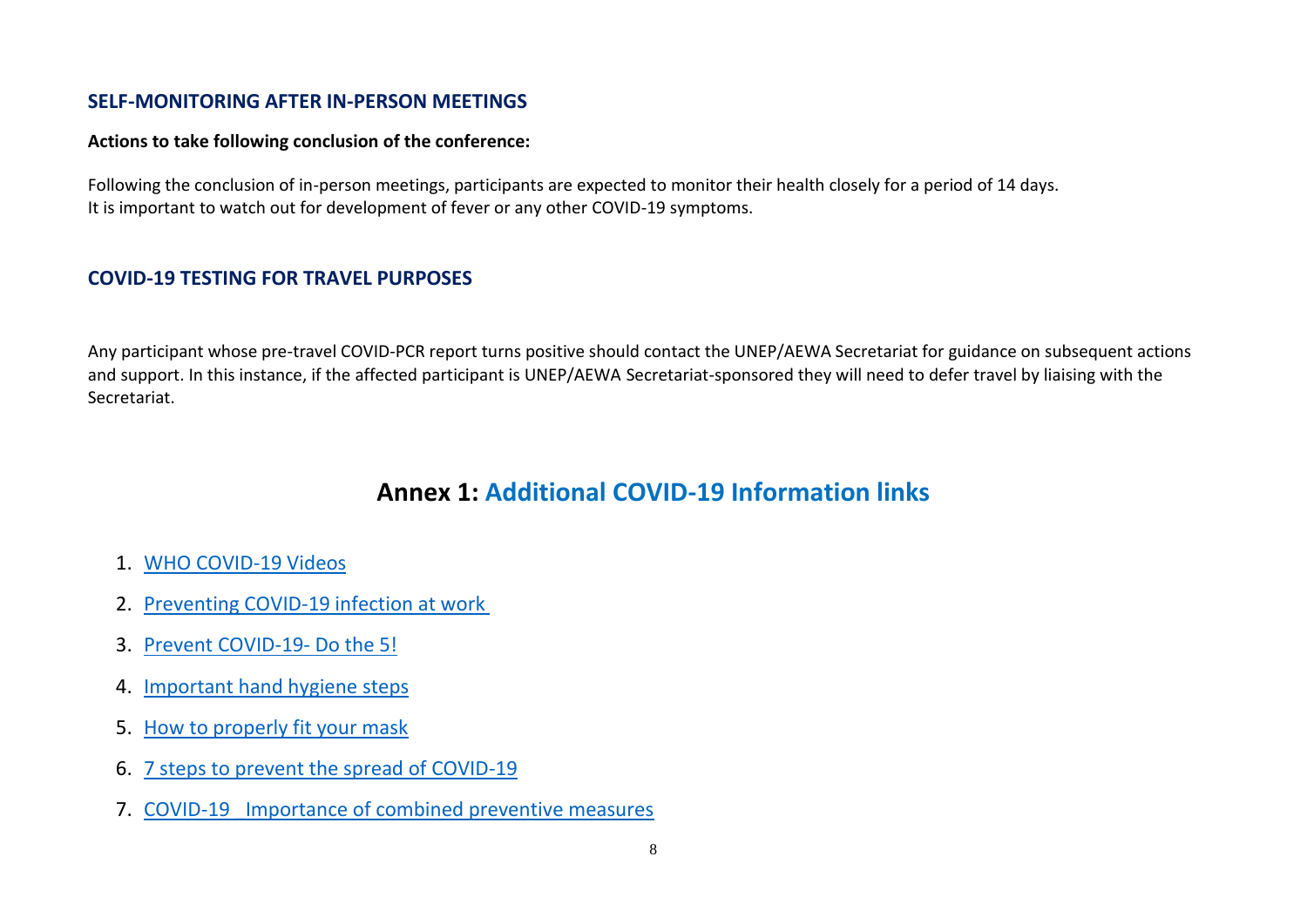## SELF-MONITORING AFTER IN-PERSON MEETINGS

**Actions to take following conclusion of the conference:**

Following the conclusion of in-person meetings, participants are expected to monitor their health closely for a period of 14 days.
It is important to watch out for development of fever or any other COVID-19 symptoms.

## COVID-19 TESTING FOR TRAVEL PURPOSES

Any participant whose pre-travel COVID-PCR report turns positive should contact the UNEP/AEWA Secretariat for guidance on subsequent actions and support. In this instance, if the affected participant is UNEP/AEWA Secretariat-sponsored they will need to defer travel by liaising with the Secretariat.

# Annex 1: Additional COVID-19 Information links

1. WHO COVID-19 Videos
2. Preventing COVID-19 infection at work
3. Prevent COVID-19- Do the 5!
4. Important hand hygiene steps
5. How to properly fit your mask
6. 7 steps to prevent the spread of COVID-19
7. COVID-19 _Importance of combined preventive measures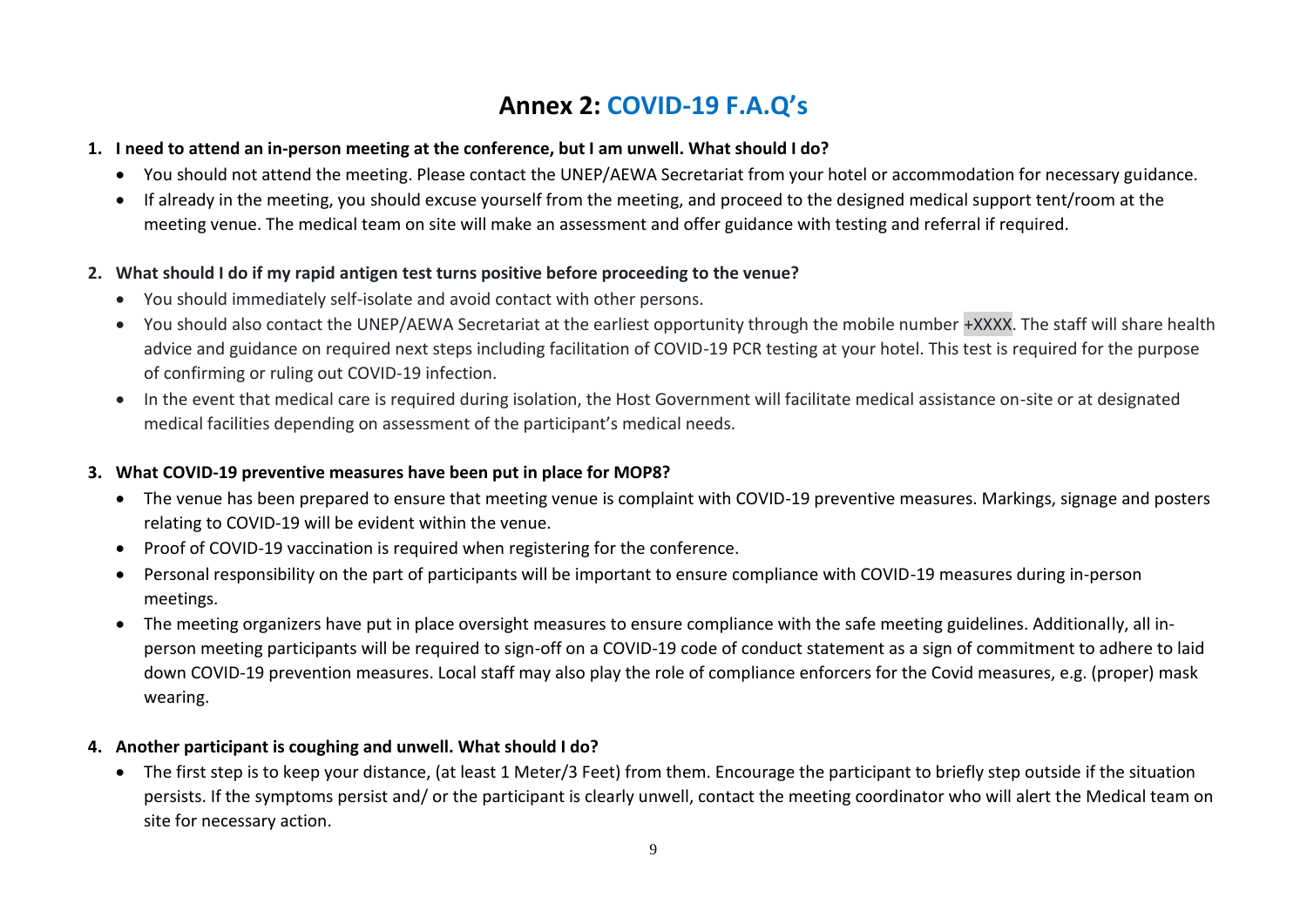# Annex 2: COVID-19 F.A.Q's

1. **I need to attend an in-person meeting at the conference, but I am unwell. What should I do?**
   - You should not attend the meeting. Please contact the UNEP/AEWA Secretariat from your hotel or accommodation for necessary guidance.
   - If already in the meeting, you should excuse yourself from the meeting, and proceed to the designed medical support tent/room at the meeting venue. The medical team on site will make an assessment and offer guidance with testing and referral if required.

2. **What should I do if my rapid antigen test turns positive before proceeding to the venue?**
   - You should immediately self-isolate and avoid contact with other persons.
   - You should also contact the UNEP/AEWA Secretariat at the earliest opportunity through the mobile number +XXXX. The staff will share health advice and guidance on required next steps including facilitation of COVID-19 PCR testing at your hotel. This test is required for the purpose of confirming or ruling out COVID-19 infection.
   - In the event that medical care is required during isolation, the Host Government will facilitate medical assistance on-site or at designated medical facilities depending on assessment of the participant's medical needs.

3. **What COVID-19 preventive measures have been put in place for MOP8?**
   - The venue has been prepared to ensure that meeting venue is complaint with COVID-19 preventive measures. Markings, signage and posters relating to COVID-19 will be evident within the venue.
   - Proof of COVID-19 vaccination is required when registering for the conference.
   - Personal responsibility on the part of participants will be important to ensure compliance with COVID-19 measures during in-person meetings.
   - The meeting organizers have put in place oversight measures to ensure compliance with the safe meeting guidelines. Additionally, all in-person meeting participants will be required to sign-off on a COVID-19 code of conduct statement as a sign of commitment to adhere to laid down COVID-19 prevention measures. Local staff may also play the role of compliance enforcers for the Covid measures, e.g. (proper) mask wearing.

4. **Another participant is coughing and unwell. What should I do?**
   - The first step is to keep your distance, (at least 1 Meter/3 Feet) from them. Encourage the participant to briefly step outside if the situation persists. If the symptoms persist and/ or the participant is clearly unwell, contact the meeting coordinator who will alert the Medical team on site for necessary action.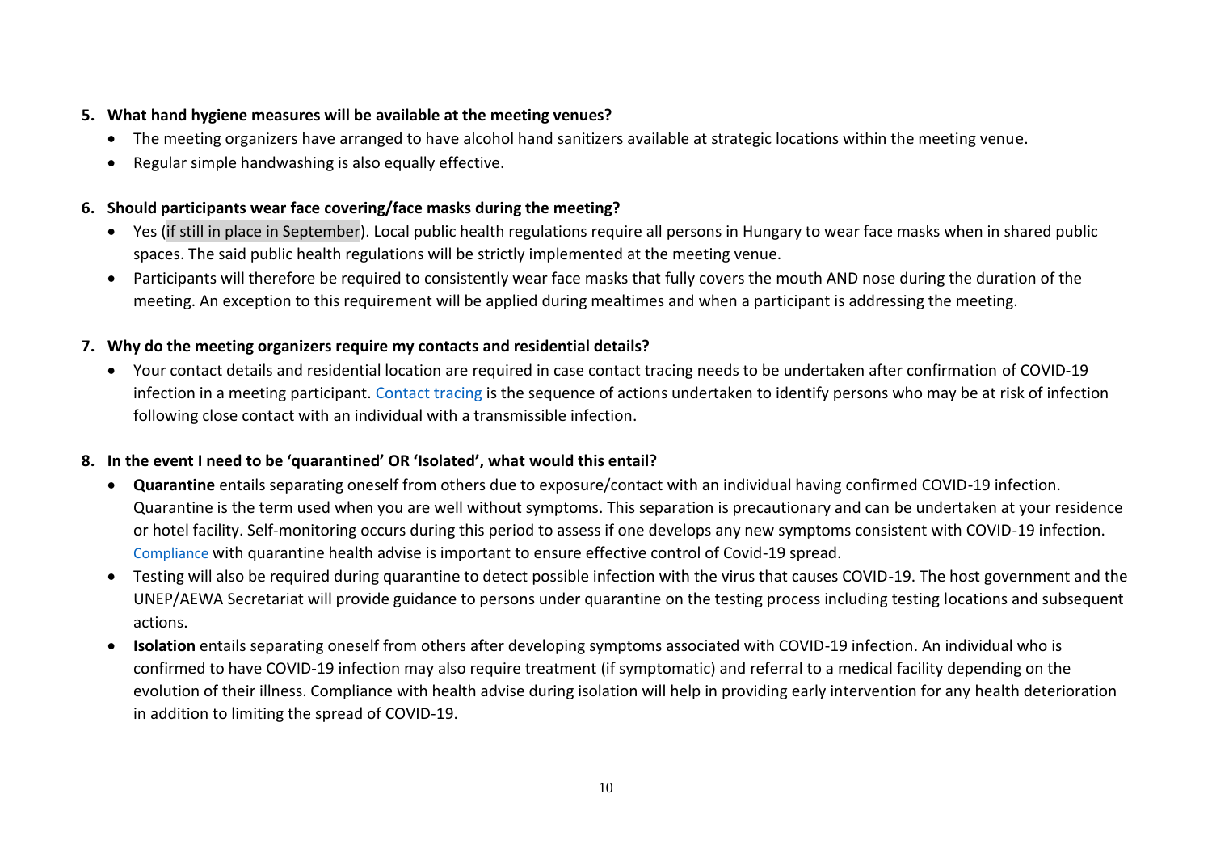5. **What hand hygiene measures will be available at the meeting venues?**
   - The meeting organizers have arranged to have alcohol hand sanitizers available at strategic locations within the meeting venue.
   - Regular simple handwashing is also equally effective.

6. **Should participants wear face covering/face masks during the meeting?**
   - Yes (if still in place in September). Local public health regulations require all persons in Hungary to wear face masks when in shared public spaces. The said public health regulations will be strictly implemented at the meeting venue.
   - Participants will therefore be required to consistently wear face masks that fully covers the mouth AND nose during the duration of the meeting. An exception to this requirement will be applied during mealtimes and when a participant is addressing the meeting.

7. **Why do the meeting organizers require my contacts and residential details?**
   - Your contact details and residential location are required in case contact tracing needs to be undertaken after confirmation of COVID-19 infection in a meeting participant. Contact tracing is the sequence of actions undertaken to identify persons who may be at risk of infection following close contact with an individual with a transmissible infection.

8. **In the event I need to be 'quarantined' OR 'Isolated', what would this entail?**
   - **Quarantine** entails separating oneself from others due to exposure/contact with an individual having confirmed COVID-19 infection. Quarantine is the term used when you are well without symptoms. This separation is precautionary and can be undertaken at your residence or hotel facility. Self-monitoring occurs during this period to assess if one develops any new symptoms consistent with COVID-19 infection. Compliance with quarantine health advise is important to ensure effective control of Covid-19 spread.
   - Testing will also be required during quarantine to detect possible infection with the virus that causes COVID-19. The host government and the UNEP/AEWA Secretariat will provide guidance to persons under quarantine on the testing process including testing locations and subsequent actions.
   - **Isolation** entails separating oneself from others after developing symptoms associated with COVID-19 infection. An individual who is confirmed to have COVID-19 infection may also require treatment (if symptomatic) and referral to a medical facility depending on the evolution of their illness. Compliance with health advise during isolation will help in providing early intervention for any health deterioration in addition to limiting the spread of COVID-19.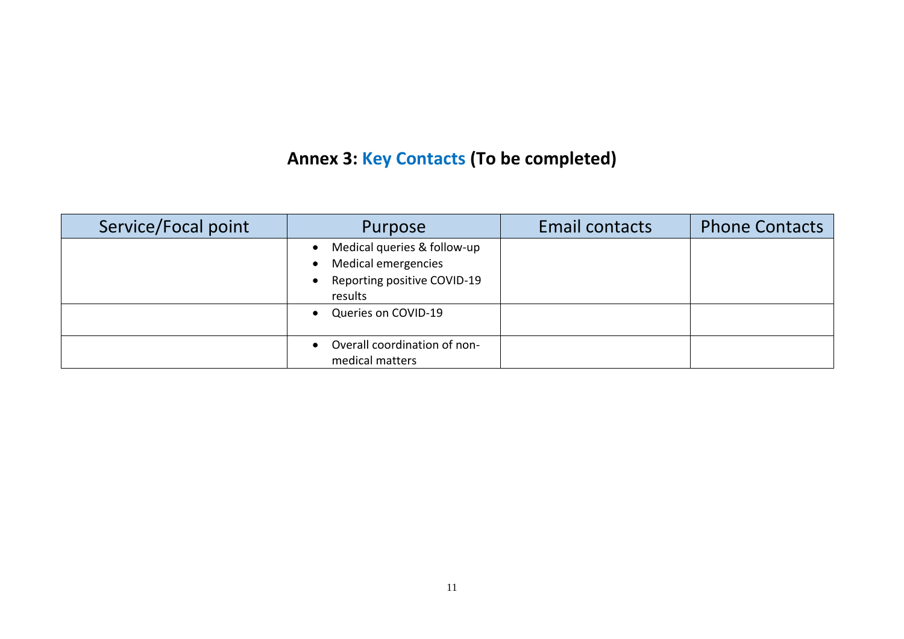# Annex 3: Key Contacts (To be completed)

| Service/Focal point | Purpose | Email contacts | Phone Contacts |
| --- | --- | --- | --- |
| | • Medical queries & follow-up<br>• Medical emergencies<br>• Reporting positive COVID-19 results | | |
| | • Queries on COVID-19 | | |
| | • Overall coordination of non-medical matters | | |